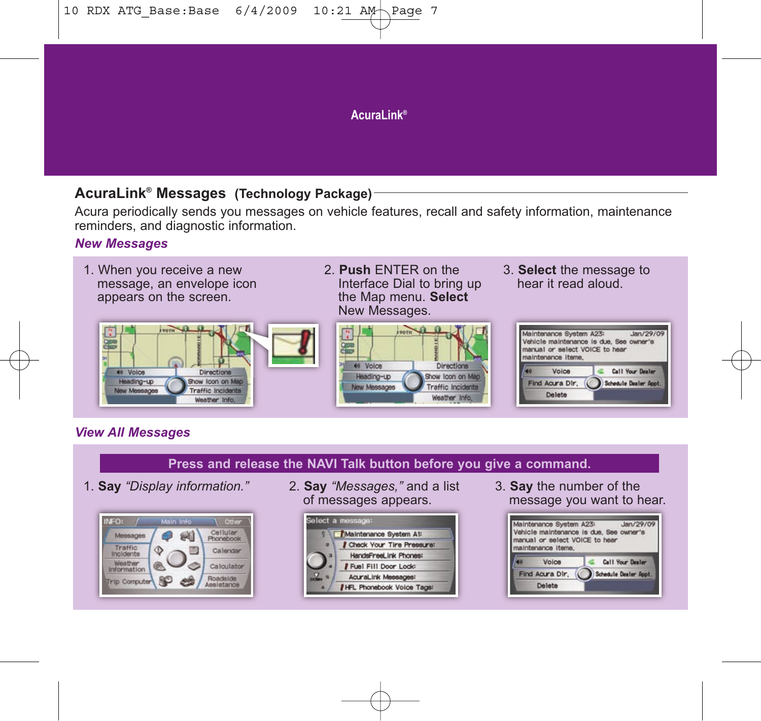# AcuraLink®

## AcuraLink® Messages (Technology Package)

Acura periodically sends you messages on vehicle features, recall and safety information, maintenance reminders, and diagnostic information.

### *New Messages*

1. When you receive a new message, an envelope icon appears on the screen.
2. **Push** ENTER on the Interface Dial to bring up the Map menu. **Select** New Messages.
3. **Select** the message to hear it read aloud.

### *View All Messages*

**Press and release the NAVI Talk button before you give a command.**

1. **Say** *"Display information."*
2. **Say** *"Messages,"* and a list of messages appears.
3. **Say** the number of the message you want to hear.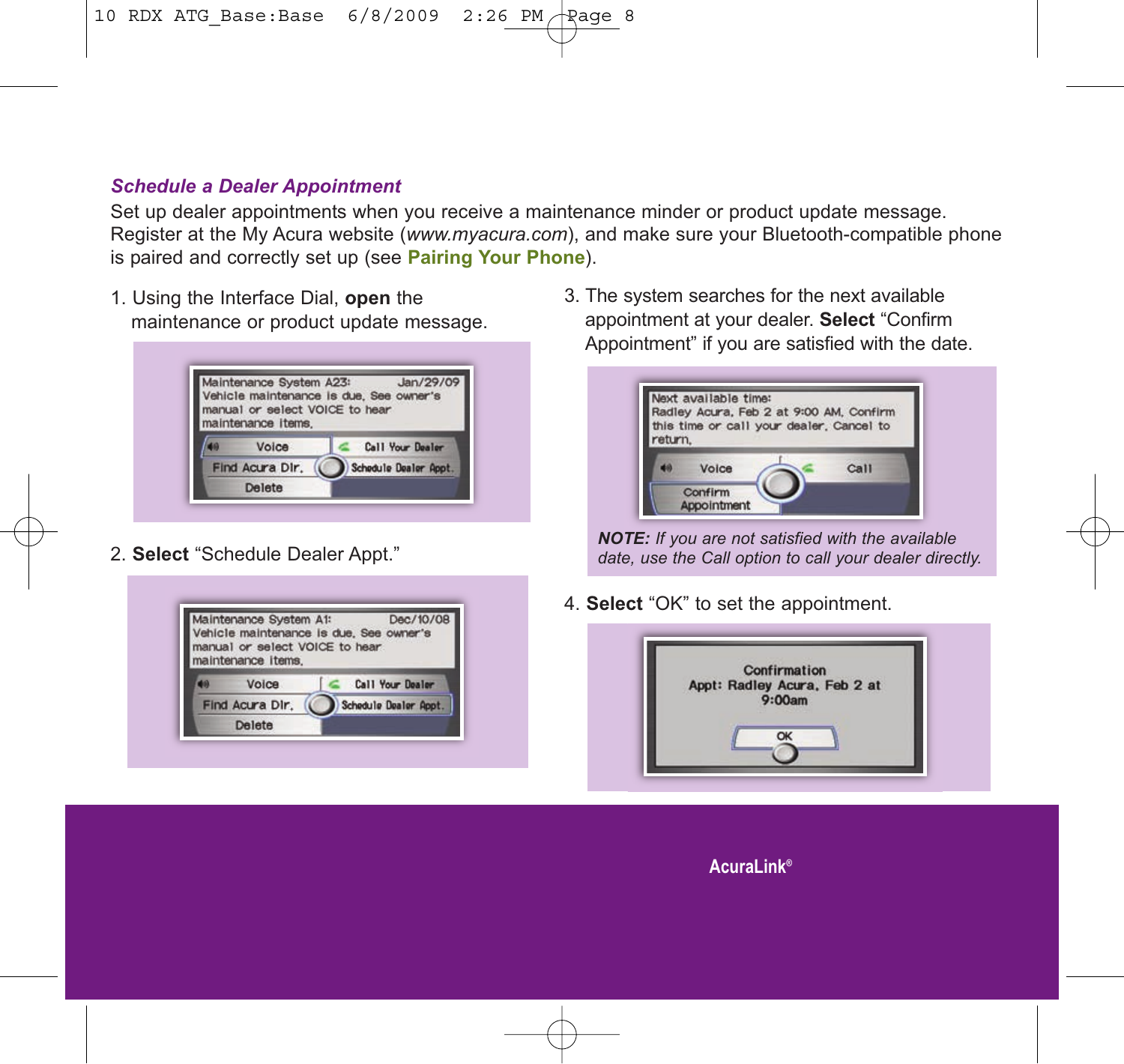## *Schedule a Dealer Appointment*

Set up dealer appointments when you receive a maintenance minder or product update message. Register at the My Acura website (*www.myacura.com*), and make sure your Bluetooth-compatible phone is paired and correctly set up (see **Pairing Your Phone**).

1. Using the Interface Dial, **open** the maintenance or product update message.

Maintenance System A23: Jan/29/09
Vehicle maintenance is due. See owner's manual or select VOICE to hear maintenance items.
Voice
Call Your Dealer
Find Acura Dlr.
Schedule Dealer Appt.
Delete

2. **Select** "Schedule Dealer Appt."

Maintenance System A1: Dec/10/08
Vehicle maintenance is due. See owner's manual or select VOICE to hear maintenance items.
Voice
Call Your Dealer
Find Acura Dlr.
Schedule Dealer Appt.
Delete

3. The system searches for the next available appointment at your dealer. **Select** "Confirm Appointment" if you are satisfied with the date.

Next available time:
Radley Acura, Feb 2 at 9:00 AM. Confirm this time or call your dealer. Cancel to return.
Voice
Call
Confirm Appointment

***NOTE:*** *If you are not satisfied with the available date, use the Call option to call your dealer directly.*

4. **Select** "OK" to set the appointment.

Confirmation
Appt: Radley Acura, Feb 2 at 9:00am
OK

**AcuraLink®**